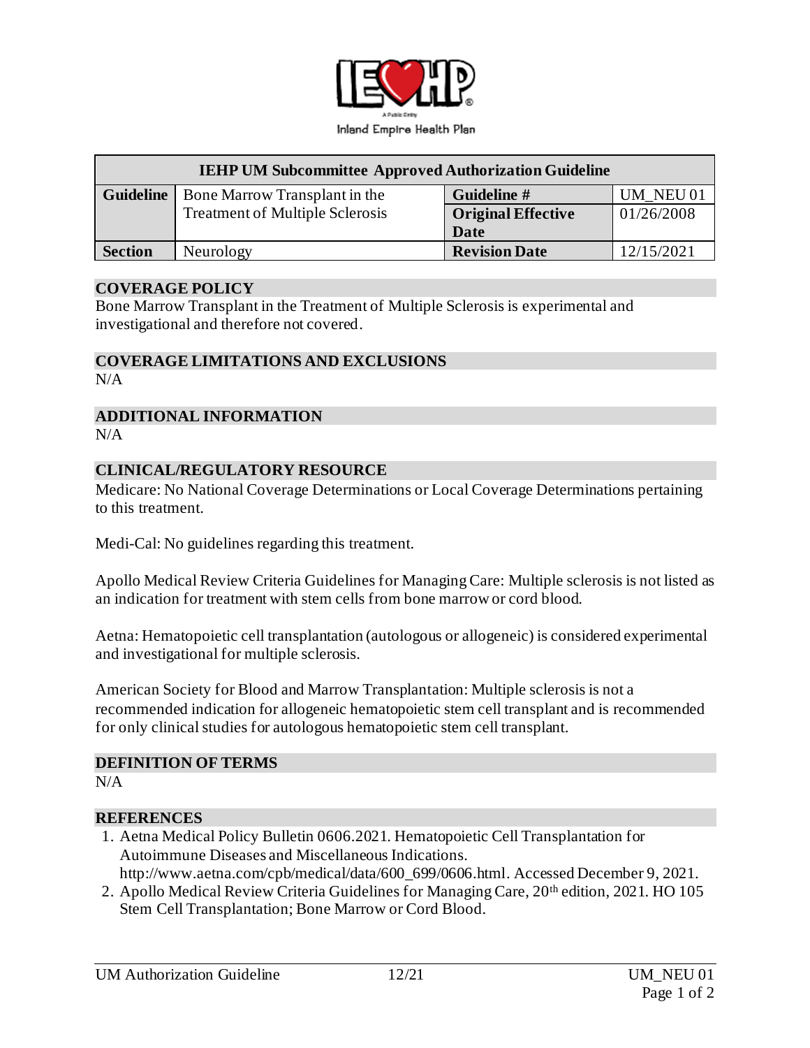Inland Empire Health Plan

| IEHP UM Subcommittee Approved Authorization Guideline | | | |
|---|---|---|---|
| **Guideline** | Bone Marrow Transplant in the Treatment of Multiple Sclerosis | **Guideline #** | UM_NEU 01 |
| | | **Original Effective Date** | 01/26/2008 |
| **Section** | Neurology | **Revision Date** | 12/15/2021 |

## COVERAGE POLICY

Bone Marrow Transplant in the Treatment of Multiple Sclerosis is experimental and investigational and therefore not covered.

## COVERAGE LIMITATIONS AND EXCLUSIONS

N/A

## ADDITIONAL INFORMATION

N/A

## CLINICAL/REGULATORY RESOURCE

Medicare: No National Coverage Determinations or Local Coverage Determinations pertaining to this treatment.

Medi-Cal: No guidelines regarding this treatment.

Apollo Medical Review Criteria Guidelines for Managing Care: Multiple sclerosis is not listed as an indication for treatment with stem cells from bone marrow or cord blood.

Aetna: Hematopoietic cell transplantation (autologous or allogeneic) is considered experimental and investigational for multiple sclerosis.

American Society for Blood and Marrow Transplantation: Multiple sclerosis is not a recommended indication for allogeneic hematopoietic stem cell transplant and is recommended for only clinical studies for autologous hematopoietic stem cell transplant.

## DEFINITION OF TERMS

N/A

## REFERENCES

1. Aetna Medical Policy Bulletin 0606.2021. Hematopoietic Cell Transplantation for Autoimmune Diseases and Miscellaneous Indications. http://www.aetna.com/cpb/medical/data/600_699/0606.html. Accessed December 9, 2021.
2. Apollo Medical Review Criteria Guidelines for Managing Care, 20th edition, 2021. HO 105 Stem Cell Transplantation; Bone Marrow or Cord Blood.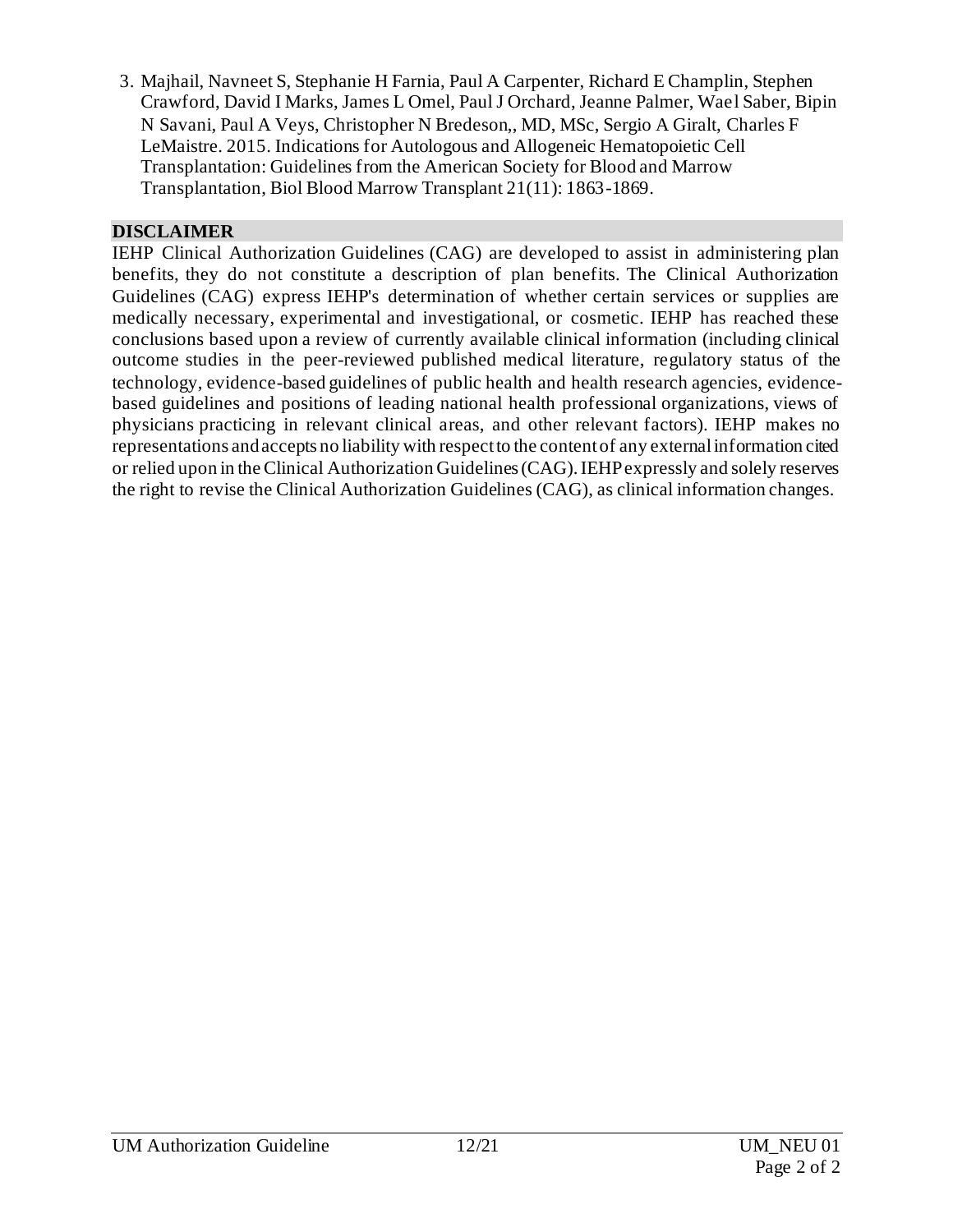3. Majhail, Navneet S, Stephanie H Farnia, Paul A Carpenter, Richard E Champlin, Stephen Crawford, David I Marks, James L Omel, Paul J Orchard, Jeanne Palmer, Wael Saber, Bipin N Savani, Paul A Veys, Christopher N Bredeson,, MD, MSc, Sergio A Giralt, Charles F LeMaistre. 2015. Indications for Autologous and Allogeneic Hematopoietic Cell Transplantation: Guidelines from the American Society for Blood and Marrow Transplantation, Biol Blood Marrow Transplant 21(11): 1863-1869.

## DISCLAIMER

IEHP Clinical Authorization Guidelines (CAG) are developed to assist in administering plan benefits, they do not constitute a description of plan benefits. The Clinical Authorization Guidelines (CAG) express IEHP's determination of whether certain services or supplies are medically necessary, experimental and investigational, or cosmetic. IEHP has reached these conclusions based upon a review of currently available clinical information (including clinical outcome studies in the peer-reviewed published medical literature, regulatory status of the technology, evidence-based guidelines of public health and health research agencies, evidence-based guidelines and positions of leading national health professional organizations, views of physicians practicing in relevant clinical areas, and other relevant factors). IEHP makes no representations and accepts no liability with respect to the content of any external information cited or relied upon in the Clinical Authorization Guidelines (CAG). IEHP expressly and solely reserves the right to revise the Clinical Authorization Guidelines (CAG), as clinical information changes.